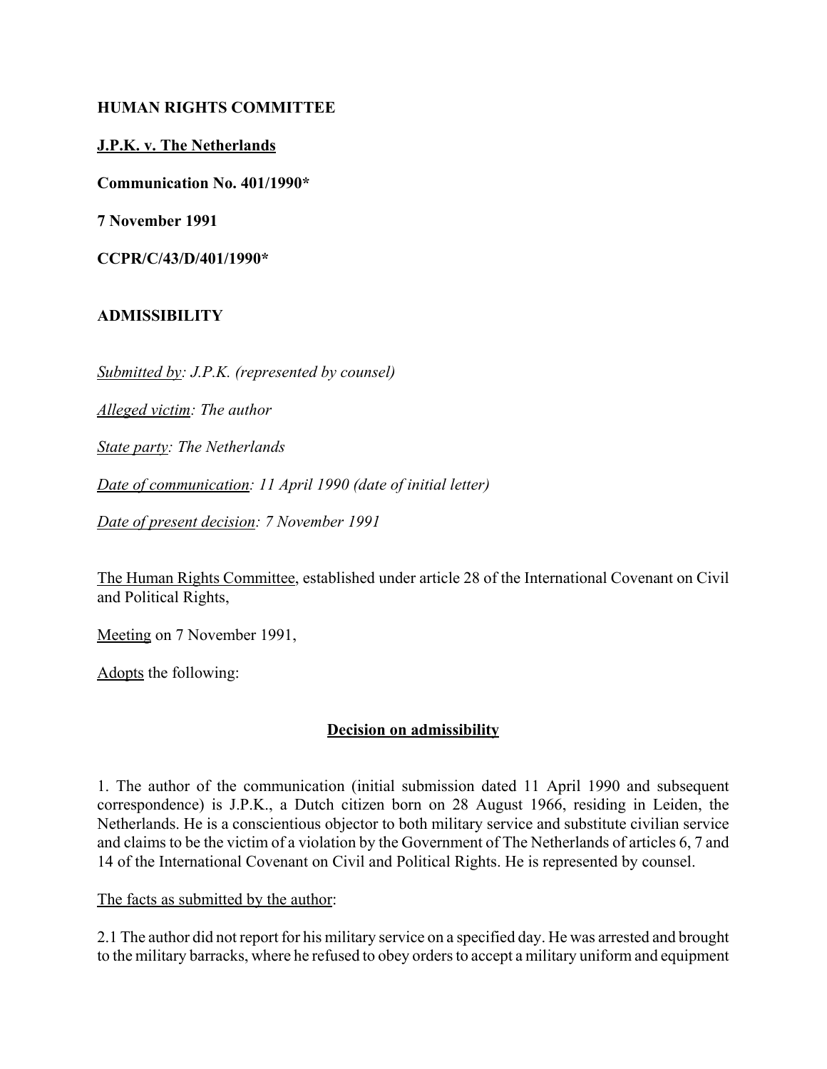**HUMAN RIGHTS COMMITTEE**

**J.P.K. v. The Netherlands**

**Communication No. 401/1990***

**7 November 1991**

**CCPR/C/43/D/401/1990***

**ADMISSIBILITY**

*Submitted by: J.P.K. (represented by counsel)*

*Alleged victim: The author*

*State party: The Netherlands*

*Date of communication: 11 April 1990 (date of initial letter)*

*Date of present decision: 7 November 1991*

The Human Rights Committee, established under article 28 of the International Covenant on Civil and Political Rights,

Meeting on 7 November 1991,

Adopts the following:

## Decision on admissibility

1. The author of the communication (initial submission dated 11 April 1990 and subsequent correspondence) is J.P.K., a Dutch citizen born on 28 August 1966, residing in Leiden, the Netherlands. He is a conscientious objector to both military service and substitute civilian service and claims to be the victim of a violation by the Government of The Netherlands of articles 6, 7 and 14 of the International Covenant on Civil and Political Rights. He is represented by counsel.

The facts as submitted by the author:

2.1 The author did not report for his military service on a specified day. He was arrested and brought to the military barracks, where he refused to obey orders to accept a military uniform and equipment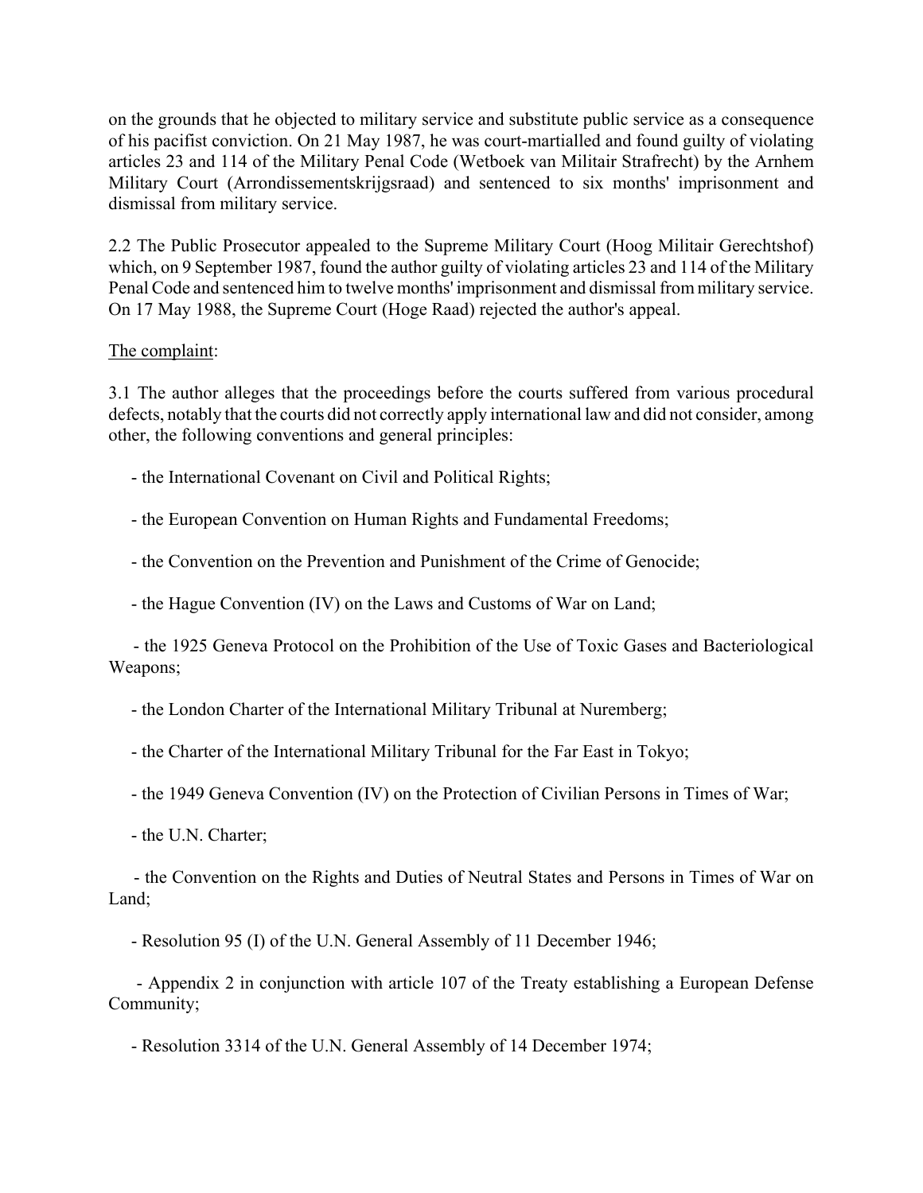on the grounds that he objected to military service and substitute public service as a consequence of his pacifist conviction. On 21 May 1987, he was court-martialled and found guilty of violating articles 23 and 114 of the Military Penal Code (Wetboek van Militair Strafrecht) by the Arnhem Military Court (Arrondissementskrijgsraad) and sentenced to six months' imprisonment and dismissal from military service.

2.2 The Public Prosecutor appealed to the Supreme Military Court (Hoog Militair Gerechtshof) which, on 9 September 1987, found the author guilty of violating articles 23 and 114 of the Military Penal Code and sentenced him to twelve months' imprisonment and dismissal from military service. On 17 May 1988, the Supreme Court (Hoge Raad) rejected the author's appeal.

<u>The complaint</u>:

3.1 The author alleges that the proceedings before the courts suffered from various procedural defects, notably that the courts did not correctly apply international law and did not consider, among other, the following conventions and general principles:

- the International Covenant on Civil and Political Rights;
- the European Convention on Human Rights and Fundamental Freedoms;
- the Convention on the Prevention and Punishment of the Crime of Genocide;
- the Hague Convention (IV) on the Laws and Customs of War on Land;
- the 1925 Geneva Protocol on the Prohibition of the Use of Toxic Gases and Bacteriological Weapons;
- the London Charter of the International Military Tribunal at Nuremberg;
- the Charter of the International Military Tribunal for the Far East in Tokyo;
- the 1949 Geneva Convention (IV) on the Protection of Civilian Persons in Times of War;
- the U.N. Charter;
- the Convention on the Rights and Duties of Neutral States and Persons in Times of War on Land;
- Resolution 95 (I) of the U.N. General Assembly of 11 December 1946;
- Appendix 2 in conjunction with article 107 of the Treaty establishing a European Defense Community;
- Resolution 3314 of the U.N. General Assembly of 14 December 1974;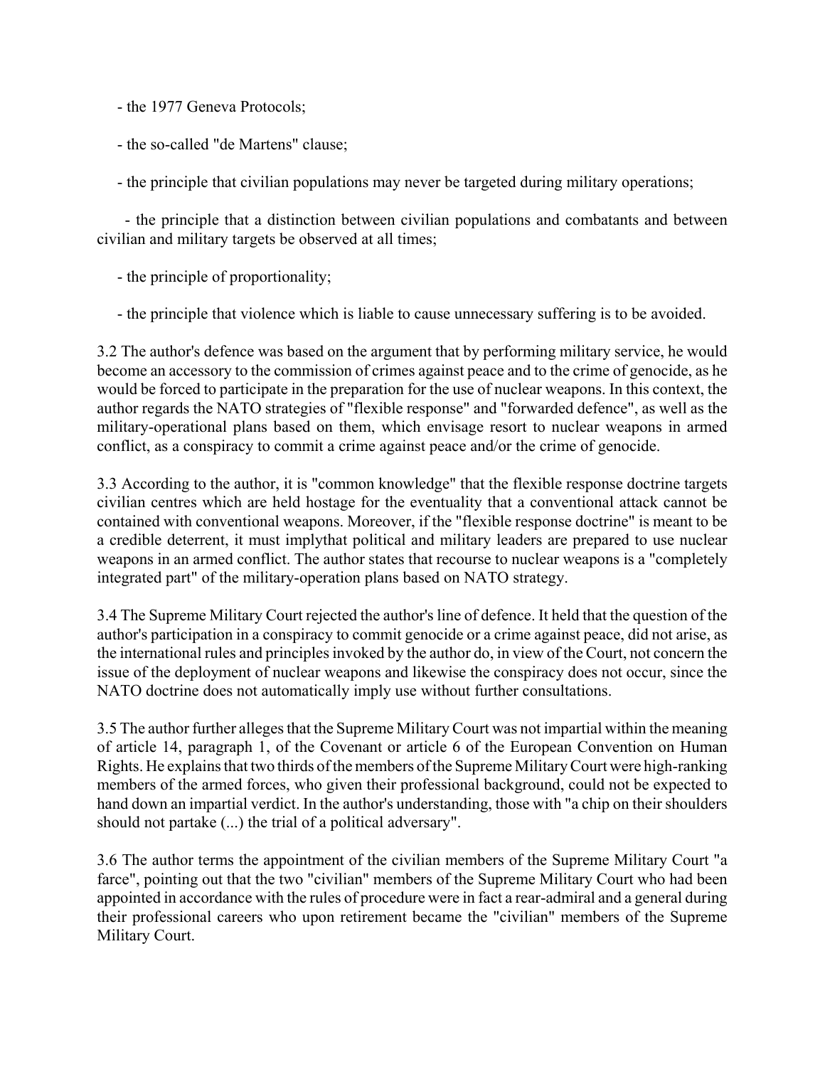- the 1977 Geneva Protocols;

- the so-called "de Martens" clause;

- the principle that civilian populations may never be targeted during military operations;

- the principle that a distinction between civilian populations and combatants and between civilian and military targets be observed at all times;

- the principle of proportionality;

- the principle that violence which is liable to cause unnecessary suffering is to be avoided.

3.2 The author's defence was based on the argument that by performing military service, he would become an accessory to the commission of crimes against peace and to the crime of genocide, as he would be forced to participate in the preparation for the use of nuclear weapons. In this context, the author regards the NATO strategies of "flexible response" and "forwarded defence", as well as the military-operational plans based on them, which envisage resort to nuclear weapons in armed conflict, as a conspiracy to commit a crime against peace and/or the crime of genocide.

3.3 According to the author, it is "common knowledge" that the flexible response doctrine targets civilian centres which are held hostage for the eventuality that a conventional attack cannot be contained with conventional weapons. Moreover, if the "flexible response doctrine" is meant to be a credible deterrent, it must implythat political and military leaders are prepared to use nuclear weapons in an armed conflict. The author states that recourse to nuclear weapons is a "completely integrated part" of the military-operation plans based on NATO strategy.

3.4 The Supreme Military Court rejected the author's line of defence. It held that the question of the author's participation in a conspiracy to commit genocide or a crime against peace, did not arise, as the international rules and principles invoked by the author do, in view of the Court, not concern the issue of the deployment of nuclear weapons and likewise the conspiracy does not occur, since the NATO doctrine does not automatically imply use without further consultations.

3.5 The author further alleges that the Supreme Military Court was not impartial within the meaning of article 14, paragraph 1, of the Covenant or article 6 of the European Convention on Human Rights. He explains that two thirds of the members of the Supreme Military Court were high-ranking members of the armed forces, who given their professional background, could not be expected to hand down an impartial verdict. In the author's understanding, those with "a chip on their shoulders should not partake (...) the trial of a political adversary".

3.6 The author terms the appointment of the civilian members of the Supreme Military Court "a farce", pointing out that the two "civilian" members of the Supreme Military Court who had been appointed in accordance with the rules of procedure were in fact a rear-admiral and a general during their professional careers who upon retirement became the "civilian" members of the Supreme Military Court.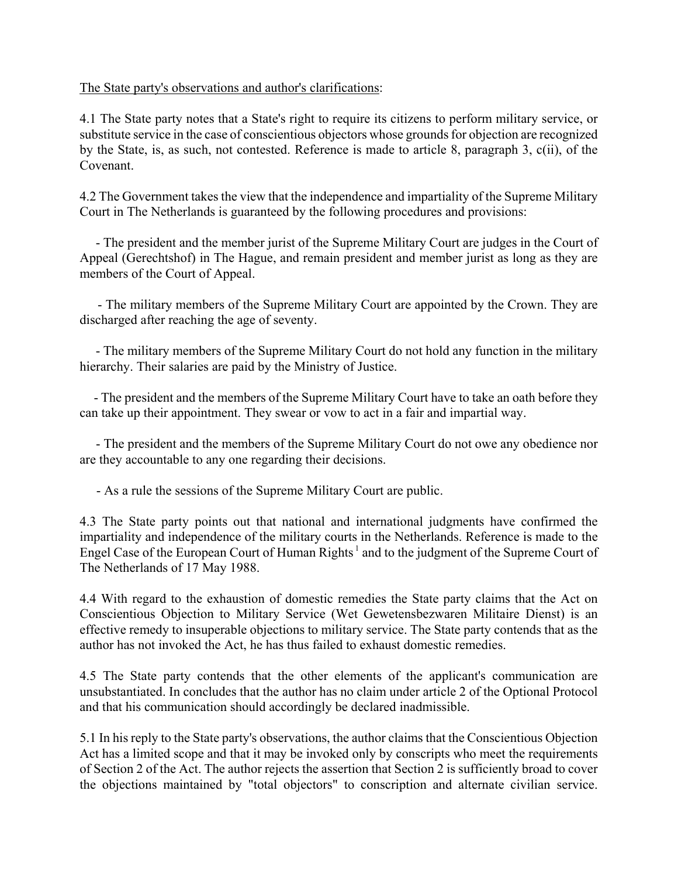<u>The State party's observations and author's clarifications</u>:

4.1 The State party notes that a State's right to require its citizens to perform military service, or substitute service in the case of conscientious objectors whose grounds for objection are recognized by the State, is, as such, not contested. Reference is made to article 8, paragraph 3, c(ii), of the Covenant.

4.2 The Government takes the view that the independence and impartiality of the Supreme Military Court in The Netherlands is guaranteed by the following procedures and provisions:

- The president and the member jurist of the Supreme Military Court are judges in the Court of Appeal (Gerechtshof) in The Hague, and remain president and member jurist as long as they are members of the Court of Appeal.

- The military members of the Supreme Military Court are appointed by the Crown. They are discharged after reaching the age of seventy.

- The military members of the Supreme Military Court do not hold any function in the military hierarchy. Their salaries are paid by the Ministry of Justice.

- The president and the members of the Supreme Military Court have to take an oath before they can take up their appointment. They swear or vow to act in a fair and impartial way.

- The president and the members of the Supreme Military Court do not owe any obedience nor are they accountable to any one regarding their decisions.

- As a rule the sessions of the Supreme Military Court are public.

4.3 The State party points out that national and international judgments have confirmed the impartiality and independence of the military courts in the Netherlands. Reference is made to the Engel Case of the European Court of Human Rights [1] and to the judgment of the Supreme Court of The Netherlands of 17 May 1988.

4.4 With regard to the exhaustion of domestic remedies the State party claims that the Act on Conscientious Objection to Military Service (Wet Gewetensbezwaren Militaire Dienst) is an effective remedy to insuperable objections to military service. The State party contends that as the author has not invoked the Act, he has thus failed to exhaust domestic remedies.

4.5 The State party contends that the other elements of the applicant's communication are unsubstantiated. In concludes that the author has no claim under article 2 of the Optional Protocol and that his communication should accordingly be declared inadmissible.

5.1 In his reply to the State party's observations, the author claims that the Conscientious Objection Act has a limited scope and that it may be invoked only by conscripts who meet the requirements of Section 2 of the Act. The author rejects the assertion that Section 2 is sufficiently broad to cover the objections maintained by "total objectors" to conscription and alternate civilian service.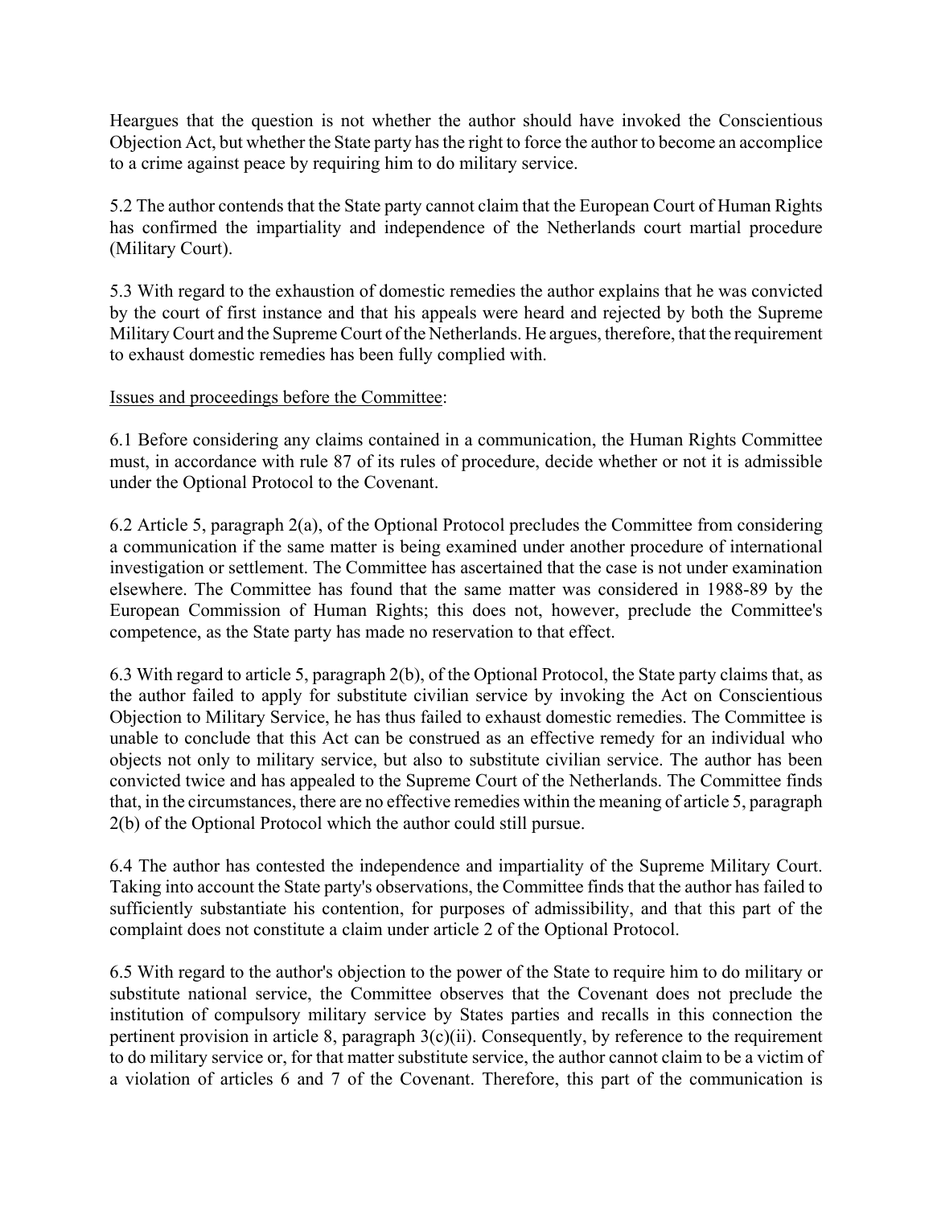Heargues that the question is not whether the author should have invoked the Conscientious Objection Act, but whether the State party has the right to force the author to become an accomplice to a crime against peace by requiring him to do military service.

5.2 The author contends that the State party cannot claim that the European Court of Human Rights has confirmed the impartiality and independence of the Netherlands court martial procedure (Military Court).

5.3 With regard to the exhaustion of domestic remedies the author explains that he was convicted by the court of first instance and that his appeals were heard and rejected by both the Supreme Military Court and the Supreme Court of the Netherlands. He argues, therefore, that the requirement to exhaust domestic remedies has been fully complied with.

Issues and proceedings before the Committee:

6.1 Before considering any claims contained in a communication, the Human Rights Committee must, in accordance with rule 87 of its rules of procedure, decide whether or not it is admissible under the Optional Protocol to the Covenant.

6.2 Article 5, paragraph 2(a), of the Optional Protocol precludes the Committee from considering a communication if the same matter is being examined under another procedure of international investigation or settlement. The Committee has ascertained that the case is not under examination elsewhere. The Committee has found that the same matter was considered in 1988-89 by the European Commission of Human Rights; this does not, however, preclude the Committee's competence, as the State party has made no reservation to that effect.

6.3 With regard to article 5, paragraph 2(b), of the Optional Protocol, the State party claims that, as the author failed to apply for substitute civilian service by invoking the Act on Conscientious Objection to Military Service, he has thus failed to exhaust domestic remedies. The Committee is unable to conclude that this Act can be construed as an effective remedy for an individual who objects not only to military service, but also to substitute civilian service. The author has been convicted twice and has appealed to the Supreme Court of the Netherlands. The Committee finds that, in the circumstances, there are no effective remedies within the meaning of article 5, paragraph 2(b) of the Optional Protocol which the author could still pursue.

6.4 The author has contested the independence and impartiality of the Supreme Military Court. Taking into account the State party's observations, the Committee finds that the author has failed to sufficiently substantiate his contention, for purposes of admissibility, and that this part of the complaint does not constitute a claim under article 2 of the Optional Protocol.

6.5 With regard to the author's objection to the power of the State to require him to do military or substitute national service, the Committee observes that the Covenant does not preclude the institution of compulsory military service by States parties and recalls in this connection the pertinent provision in article 8, paragraph 3(c)(ii). Consequently, by reference to the requirement to do military service or, for that matter substitute service, the author cannot claim to be a victim of a violation of articles 6 and 7 of the Covenant. Therefore, this part of the communication is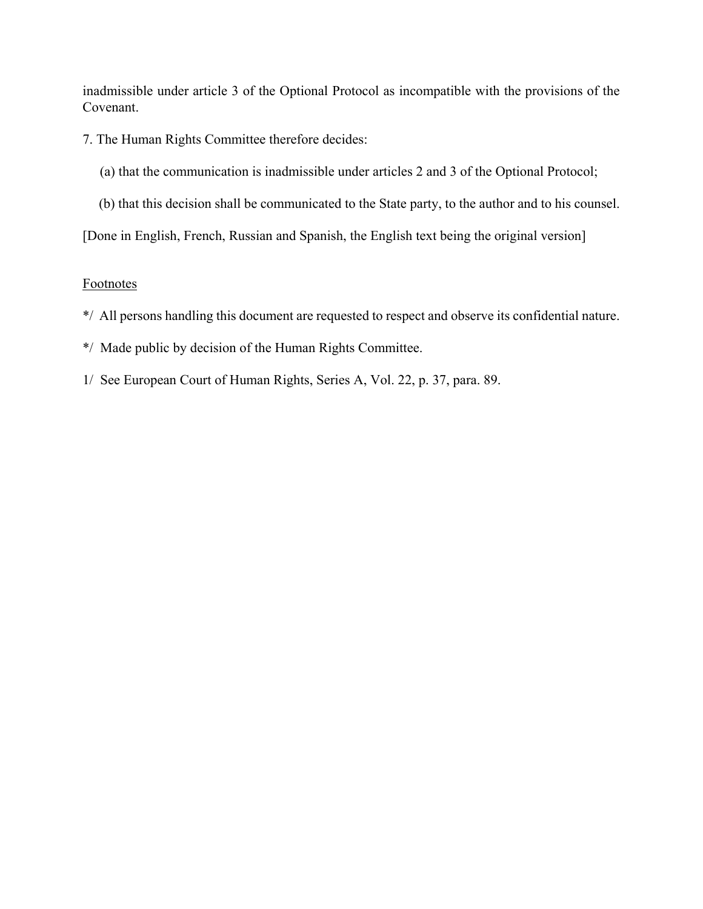inadmissible under article 3 of the Optional Protocol as incompatible with the provisions of the Covenant.

7. The Human Rights Committee therefore decides:

(a) that the communication is inadmissible under articles 2 and 3 of the Optional Protocol;

(b) that this decision shall be communicated to the State party, to the author and to his counsel.

[Done in English, French, Russian and Spanish, the English text being the original version]

Footnotes

*/ All persons handling this document are requested to respect and observe its confidential nature.

*/ Made public by decision of the Human Rights Committee.

1/ See European Court of Human Rights, Series A, Vol. 22, p. 37, para. 89.